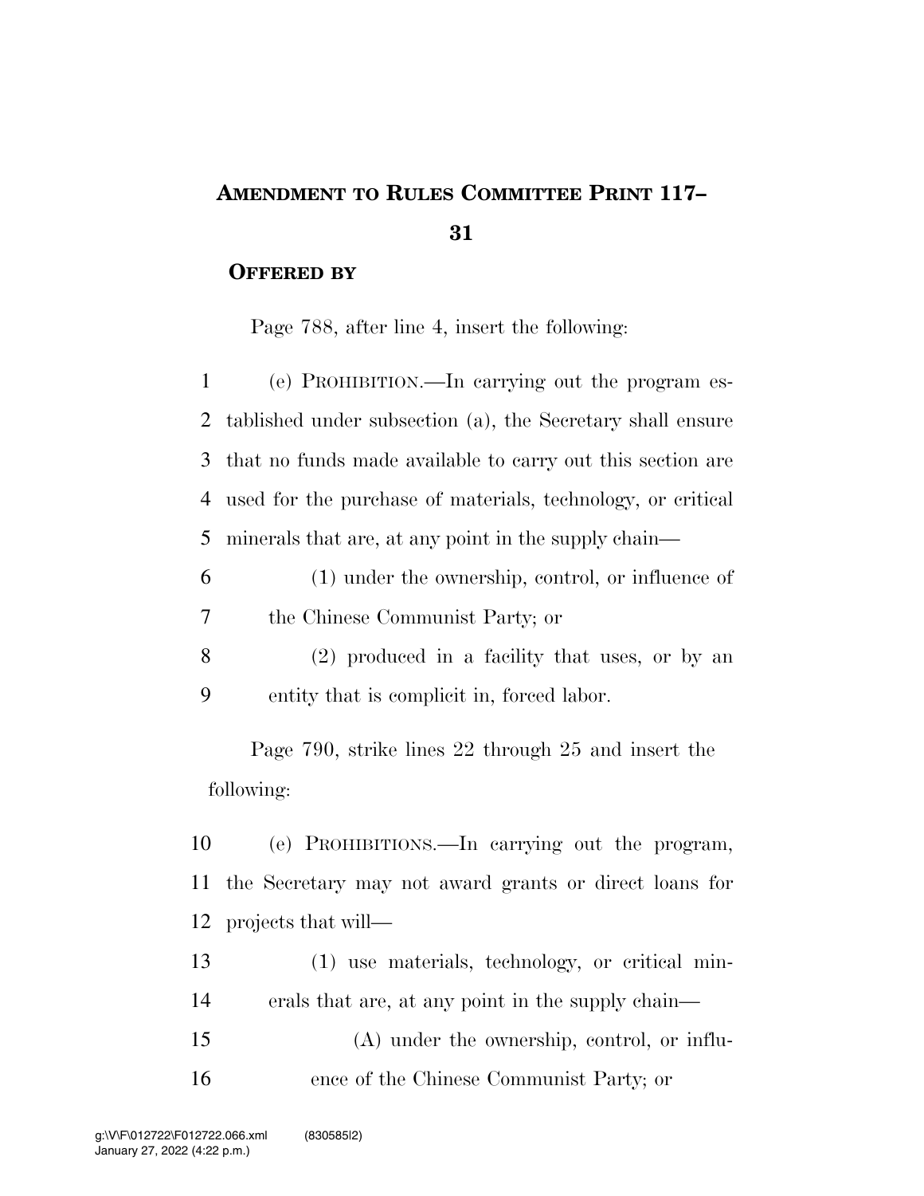# AMENDMENT TO RULES COMMITTEE PRINT 117–31

**OFFERED BY**

Page 788, after line 4, insert the following:

1 (e) PROHIBITION.—In carrying out the program es-
2 tablished under subsection (a), the Secretary shall ensure
3 that no funds made available to carry out this section are
4 used for the purchase of materials, technology, or critical
5 minerals that are, at any point in the supply chain—

6 (1) under the ownership, control, or influence of
7 the Chinese Communist Party; or

8 (2) produced in a facility that uses, or by an
9 entity that is complicit in, forced labor.

Page 790, strike lines 22 through 25 and insert the following:

10 (e) PROHIBITIONS.—In carrying out the program,
11 the Secretary may not award grants or direct loans for
12 projects that will—

13 (1) use materials, technology, or critical min-
14 erals that are, at any point in the supply chain—

15 (A) under the ownership, control, or influ-
16 ence of the Chinese Communist Party; or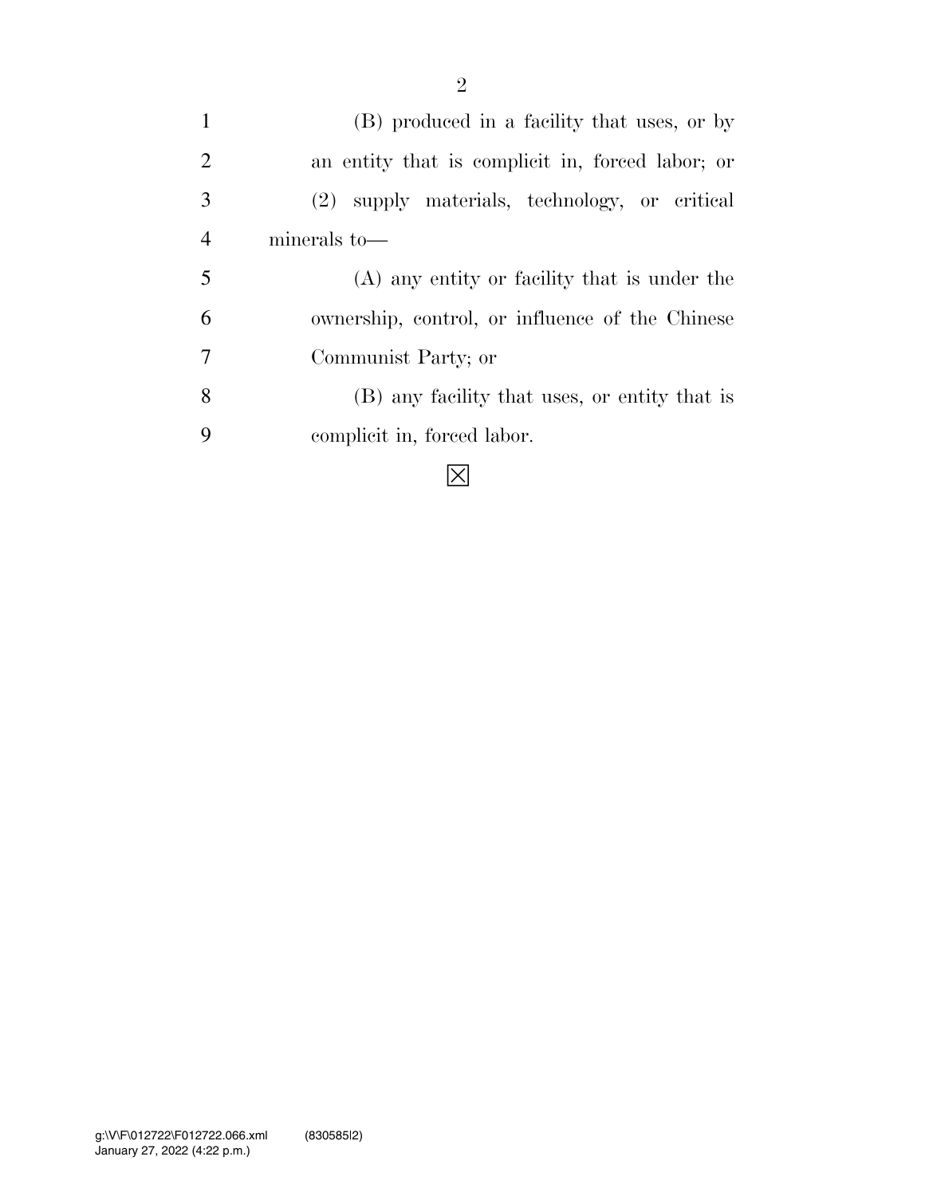(B) produced in a facility that uses, or by an entity that is complicit in, forced labor; or

(2) supply materials, technology, or critical minerals to—

(A) any entity or facility that is under the ownership, control, or influence of the Chinese Communist Party; or

(B) any facility that uses, or entity that is complicit in, forced labor.